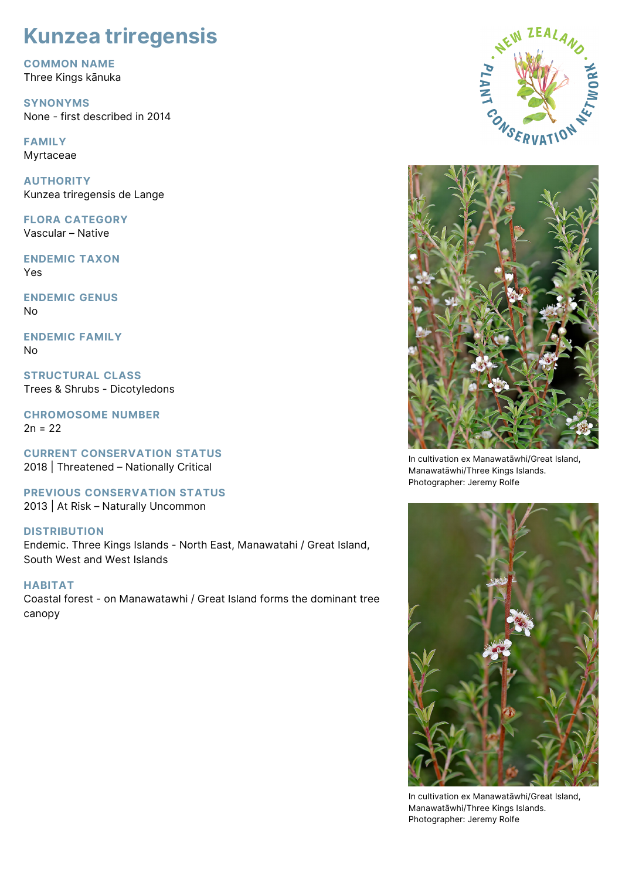# Kunzea triregensis

## COMMON NAME
Three Kings kānuka

## SYNONYMS
None - first described in 2014

## FAMILY
Myrtaceae

## AUTHORITY
Kunzea triregensis de Lange

## FLORA CATEGORY
Vascular – Native

## ENDEMIC TAXON
Yes

## ENDEMIC GENUS
No

## ENDEMIC FAMILY
No

## STRUCTURAL CLASS
Trees & Shrubs - Dicotyledons

## CHROMOSOME NUMBER
2n = 22

## CURRENT CONSERVATION STATUS
2018 | Threatened – Nationally Critical

## PREVIOUS CONSERVATION STATUS
2013 | At Risk – Naturally Uncommon

## DISTRIBUTION
Endemic. Three Kings Islands - North East, Manawatahi / Great Island, South West and West Islands

## HABITAT
Coastal forest - on Manawatawhi / Great Island forms the dominant tree canopy

In cultivation ex Manawatāwhi/Great Island, Manawatāwhi/Three Kings Islands. Photographer: Jeremy Rolfe

In cultivation ex Manawatāwhi/Great Island, Manawatāwhi/Three Kings Islands. Photographer: Jeremy Rolfe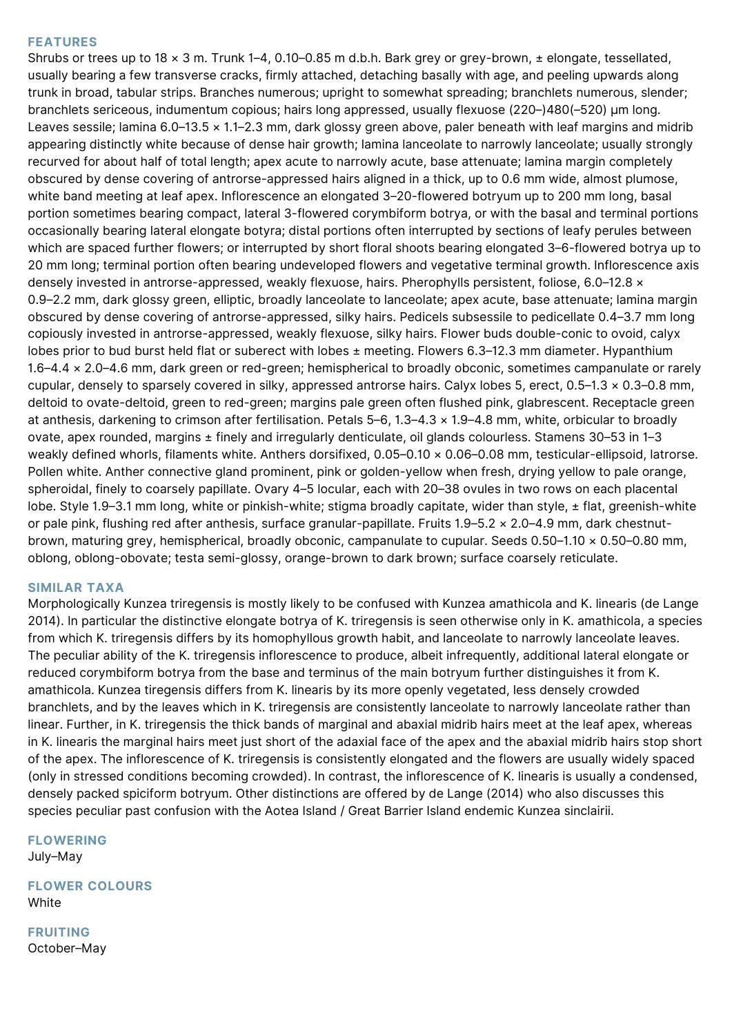## FEATURES

Shrubs or trees up to 18 × 3 m. Trunk 1–4, 0.10–0.85 m d.b.h. Bark grey or grey-brown, ± elongate, tessellated, usually bearing a few transverse cracks, firmly attached, detaching basally with age, and peeling upwards along trunk in broad, tabular strips. Branches numerous; upright to somewhat spreading; branchlets numerous, slender; branchlets sericeous, indumentum copious; hairs long appressed, usually flexuose (220–)480(–520) μm long. Leaves sessile; lamina 6.0–13.5 × 1.1–2.3 mm, dark glossy green above, paler beneath with leaf margins and midrib appearing distinctly white because of dense hair growth; lamina lanceolate to narrowly lanceolate; usually strongly recurved for about half of total length; apex acute to narrowly acute, base attenuate; lamina margin completely obscured by dense covering of antrorse-appressed hairs aligned in a thick, up to 0.6 mm wide, almost plumose, white band meeting at leaf apex. Inflorescence an elongated 3–20-flowered botryum up to 200 mm long, basal portion sometimes bearing compact, lateral 3-flowered corymbiform botrya, or with the basal and terminal portions occasionally bearing lateral elongate botyra; distal portions often interrupted by sections of leafy perules between which are spaced further flowers; or interrupted by short floral shoots bearing elongated 3–6-flowered botrya up to 20 mm long; terminal portion often bearing undeveloped flowers and vegetative terminal growth. Inflorescence axis densely invested in antrorse-appressed, weakly flexuose, hairs. Pherophylls persistent, foliose, 6.0–12.8 × 0.9–2.2 mm, dark glossy green, elliptic, broadly lanceolate to lanceolate; apex acute, base attenuate; lamina margin obscured by dense covering of antrorse-appressed, silky hairs. Pedicels subsessile to pedicellate 0.4–3.7 mm long copiously invested in antrorse-appressed, weakly flexuose, silky hairs. Flower buds double-conic to ovoid, calyx lobes prior to bud burst held flat or suberect with lobes ± meeting. Flowers 6.3–12.3 mm diameter. Hypanthium 1.6–4.4 × 2.0–4.6 mm, dark green or red-green; hemispherical to broadly obconic, sometimes campanulate or rarely cupular, densely to sparsely covered in silky, appressed antrorse hairs. Calyx lobes 5, erect, 0.5–1.3 × 0.3–0.8 mm, deltoid to ovate-deltoid, green to red-green; margins pale green often flushed pink, glabrescent. Receptacle green at anthesis, darkening to crimson after fertilisation. Petals 5–6, 1.3–4.3 × 1.9–4.8 mm, white, orbicular to broadly ovate, apex rounded, margins ± finely and irregularly denticulate, oil glands colourless. Stamens 30–53 in 1–3 weakly defined whorls, filaments white. Anthers dorsifixed, 0.05–0.10 × 0.06–0.08 mm, testicular-ellipsoid, latrorse. Pollen white. Anther connective gland prominent, pink or golden-yellow when fresh, drying yellow to pale orange, spheroidal, finely to coarsely papillate. Ovary 4–5 locular, each with 20–38 ovules in two rows on each placental lobe. Style 1.9–3.1 mm long, white or pinkish-white; stigma broadly capitate, wider than style, ± flat, greenish-white or pale pink, flushing red after anthesis, surface granular-papillate. Fruits 1.9–5.2 × 2.0–4.9 mm, dark chestnut-brown, maturing grey, hemispherical, broadly obconic, campanulate to cupular. Seeds 0.50–1.10 × 0.50–0.80 mm, oblong, oblong-obovate; testa semi-glossy, orange-brown to dark brown; surface coarsely reticulate.

## SIMILAR TAXA

Morphologically Kunzea triregensis is mostly likely to be confused with Kunzea amathicola and K. linearis (de Lange 2014). In particular the distinctive elongate botrya of K. triregensis is seen otherwise only in K. amathicola, a species from which K. triregensis differs by its homophyllous growth habit, and lanceolate to narrowly lanceolate leaves. The peculiar ability of the K. triregensis inflorescence to produce, albeit infrequently, additional lateral elongate or reduced corymbiform botrya from the base and terminus of the main botryum further distinguishes it from K. amathicola. Kunzea tiregensis differs from K. linearis by its more openly vegetated, less densely crowded branchlets, and by the leaves which in K. triregensis are consistently lanceolate to narrowly lanceolate rather than linear. Further, in K. triregensis the thick bands of marginal and abaxial midrib hairs meet at the leaf apex, whereas in K. linearis the marginal hairs meet just short of the adaxial face of the apex and the abaxial midrib hairs stop short of the apex. The inflorescence of K. triregensis is consistently elongated and the flowers are usually widely spaced (only in stressed conditions becoming crowded). In contrast, the inflorescence of K. linearis is usually a condensed, densely packed spiciform botryum. Other distinctions are offered by de Lange (2014) who also discusses this species peculiar past confusion with the Aotea Island / Great Barrier Island endemic Kunzea sinclairii.

## FLOWERING

July–May

## FLOWER COLOURS

White

## FRUITING

October–May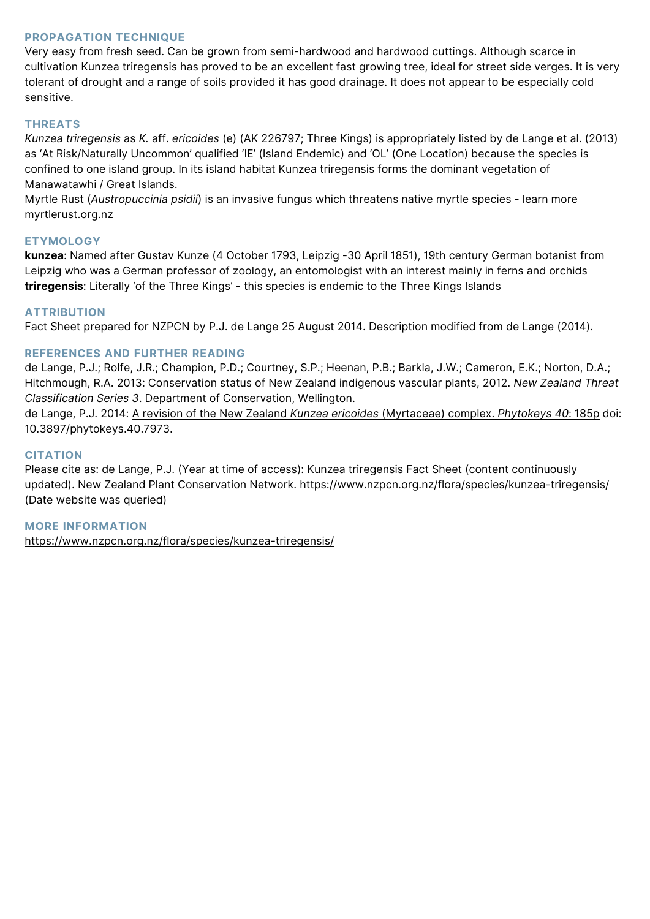## PROPAGATION TECHNIQUE

Very easy from fresh seed. Can be grown from semi-hardwood and hardwood cuttings. Although scarce in cultivation Kunzea triregensis has proved to be an excellent fast growing tree, ideal for street side verges. It is very tolerant of drought and a range of soils provided it has good drainage. It does not appear to be especially cold sensitive.

## THREATS

*Kunzea triregensis* as *K.* aff. *ericoides* (e) (AK 226797; Three Kings) is appropriately listed by de Lange et al. (2013) as 'At Risk/Naturally Uncommon' qualified 'IE' (Island Endemic) and 'OL' (One Location) because the species is confined to one island group. In its island habitat Kunzea triregensis forms the dominant vegetation of Manawatawhi / Great Islands.

Myrtle Rust (*Austropuccinia psidii*) is an invasive fungus which threatens native myrtle species - learn more myrtlerust.org.nz

## ETYMOLOGY

**kunzea**: Named after Gustav Kunze (4 October 1793, Leipzig -30 April 1851), 19th century German botanist from Leipzig who was a German professor of zoology, an entomologist with an interest mainly in ferns and orchids

**triregensis**: Literally 'of the Three Kings' - this species is endemic to the Three Kings Islands

## ATTRIBUTION

Fact Sheet prepared for NZPCN by P.J. de Lange 25 August 2014. Description modified from de Lange (2014).

## REFERENCES AND FURTHER READING

de Lange, P.J.; Rolfe, J.R.; Champion, P.D.; Courtney, S.P.; Heenan, P.B.; Barkla, J.W.; Cameron, E.K.; Norton, D.A.; Hitchmough, R.A. 2013: Conservation status of New Zealand indigenous vascular plants, 2012. *New Zealand Threat Classification Series 3*. Department of Conservation, Wellington.

de Lange, P.J. 2014: A revision of the New Zealand *Kunzea ericoides* (Myrtaceae) complex. *Phytokeys 40*: 185p doi: 10.3897/phytokeys.40.7973.

## CITATION

Please cite as: de Lange, P.J. (Year at time of access): Kunzea triregensis Fact Sheet (content continuously updated). New Zealand Plant Conservation Network. https://www.nzpcn.org.nz/flora/species/kunzea-triregensis/ (Date website was queried)

## MORE INFORMATION

https://www.nzpcn.org.nz/flora/species/kunzea-triregensis/